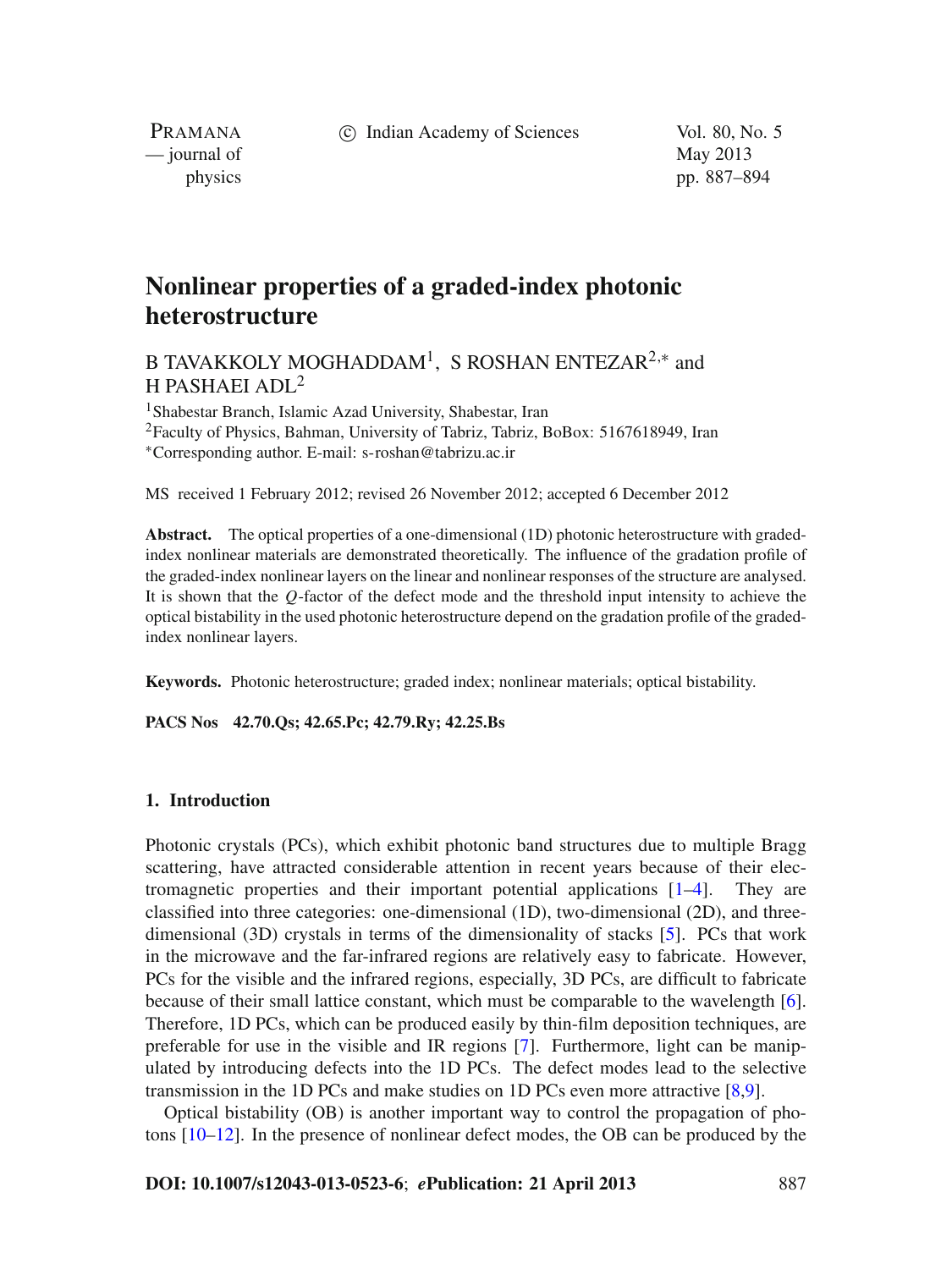# Nonlinear properties of a graded-index photonic heterostructure

B TAVAKKOLY MOGHADDAM[1], S ROSHAN ENTEZAR[2,*] and H PASHAEI ADL[2]

[1]Shabestar Branch, Islamic Azad University, Shabestar, Iran
[2]Faculty of Physics, Bahman, University of Tabriz, Tabriz, BoBox: 5167618949, Iran
[*]Corresponding author. E-mail: s-roshan@tabrizu.ac.ir

MS received 1 February 2012; revised 26 November 2012; accepted 6 December 2012

**Abstract.** The optical properties of a one-dimensional (1D) photonic heterostructure with graded-index nonlinear materials are demonstrated theoretically. The influence of the gradation profile of the graded-index nonlinear layers on the linear and nonlinear responses of the structure are analysed. It is shown that the $Q$-factor of the defect mode and the threshold input intensity to achieve the optical bistability in the used photonic heterostructure depend on the gradation profile of the graded-index nonlinear layers.

**Keywords.** Photonic heterostructure; graded index; nonlinear materials; optical bistability.

**PACS Nos** 42.70.Qs; 42.65.Pc; 42.79.Ry; 42.25.Bs

## 1. Introduction

Photonic crystals (PCs), which exhibit photonic band structures due to multiple Bragg scattering, have attracted considerable attention in recent years because of their electromagnetic properties and their important potential applications [1–4]. They are classified into three categories: one-dimensional (1D), two-dimensional (2D), and three-dimensional (3D) crystals in terms of the dimensionality of stacks [5]. PCs that work in the microwave and the far-infrared regions are relatively easy to fabricate. However, PCs for the visible and the infrared regions, especially, 3D PCs, are difficult to fabricate because of their small lattice constant, which must be comparable to the wavelength [6]. Therefore, 1D PCs, which can be produced easily by thin-film deposition techniques, are preferable for use in the visible and IR regions [7]. Furthermore, light can be manipulated by introducing defects into the 1D PCs. The defect modes lead to the selective transmission in the 1D PCs and make studies on 1D PCs even more attractive [8,9].

Optical bistability (OB) is another important way to control the propagation of photons [10–12]. In the presence of nonlinear defect modes, the OB can be produced by the

**DOI: 10.1007/s12043-013-0523-6**; ***e*Publication: 21 April 2013**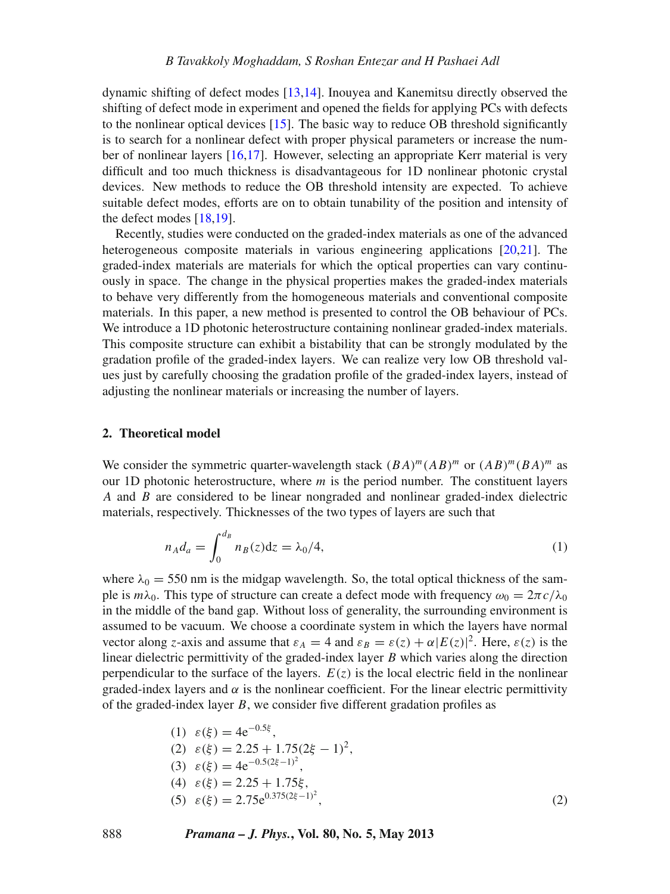dynamic shifting of defect modes [13,14]. Inouyea and Kanemitsu directly observed the shifting of defect mode in experiment and opened the fields for applying PCs with defects to the nonlinear optical devices [15]. The basic way to reduce OB threshold significantly is to search for a nonlinear defect with proper physical parameters or increase the number of nonlinear layers [16,17]. However, selecting an appropriate Kerr material is very difficult and too much thickness is disadvantageous for 1D nonlinear photonic crystal devices. New methods to reduce the OB threshold intensity are expected. To achieve suitable defect modes, efforts are on to obtain tunability of the position and intensity of the defect modes [18,19].

Recently, studies were conducted on the graded-index materials as one of the advanced heterogeneous composite materials in various engineering applications [20,21]. The graded-index materials are materials for which the optical properties can vary continuously in space. The change in the physical properties makes the graded-index materials to behave very differently from the homogeneous materials and conventional composite materials. In this paper, a new method is presented to control the OB behaviour of PCs. We introduce a 1D photonic heterostructure containing nonlinear graded-index materials. This composite structure can exhibit a bistability that can be strongly modulated by the gradation profile of the graded-index layers. We can realize very low OB threshold values just by carefully choosing the gradation profile of the graded-index layers, instead of adjusting the nonlinear materials or increasing the number of layers.

## 2. Theoretical model

We consider the symmetric quarter-wavelength stack $(BA)^m(AB)^m$ or $(AB)^m(BA)^m$ as our 1D photonic heterostructure, where $m$ is the period number. The constituent layers $A$ and $B$ are considered to be linear nongraded and nonlinear graded-index dielectric materials, respectively. Thicknesses of the two types of layers are such that

$$n_A d_a = \int_0^{d_B} n_B(z)\mathrm{d}z = \lambda_0/4, \tag{1}$$

where $\lambda_0 = 550$ nm is the midgap wavelength. So, the total optical thickness of the sample is $m\lambda_0$. This type of structure can create a defect mode with frequency $\omega_0 = 2\pi c/\lambda_0$ in the middle of the band gap. Without loss of generality, the surrounding environment is assumed to be vacuum. We choose a coordinate system in which the layers have normal vector along $z$-axis and assume that $\varepsilon_A = 4$ and $\varepsilon_B = \varepsilon(z) + \alpha|E(z)|^2$. Here, $\varepsilon(z)$ is the linear dielectric permittivity of the graded-index layer $B$ which varies along the direction perpendicular to the surface of the layers. $E(z)$ is the local electric field in the nonlinear graded-index layers and $\alpha$ is the nonlinear coefficient. For the linear electric permittivity of the graded-index layer $B$, we consider five different gradation profiles as

$$
\begin{aligned}
&(1)\quad \varepsilon(\xi) = 4\mathrm{e}^{-0.5\xi},\\
&(2)\quad \varepsilon(\xi) = 2.25 + 1.75(2\xi - 1)^2,\\
&(3)\quad \varepsilon(\xi) = 4\mathrm{e}^{-0.5(2\xi-1)^2},\\
&(4)\quad \varepsilon(\xi) = 2.25 + 1.75\xi,\\
&(5)\quad \varepsilon(\xi) = 2.75\mathrm{e}^{0.375(2\xi-1)^2},
\end{aligned}
\tag{2}
$$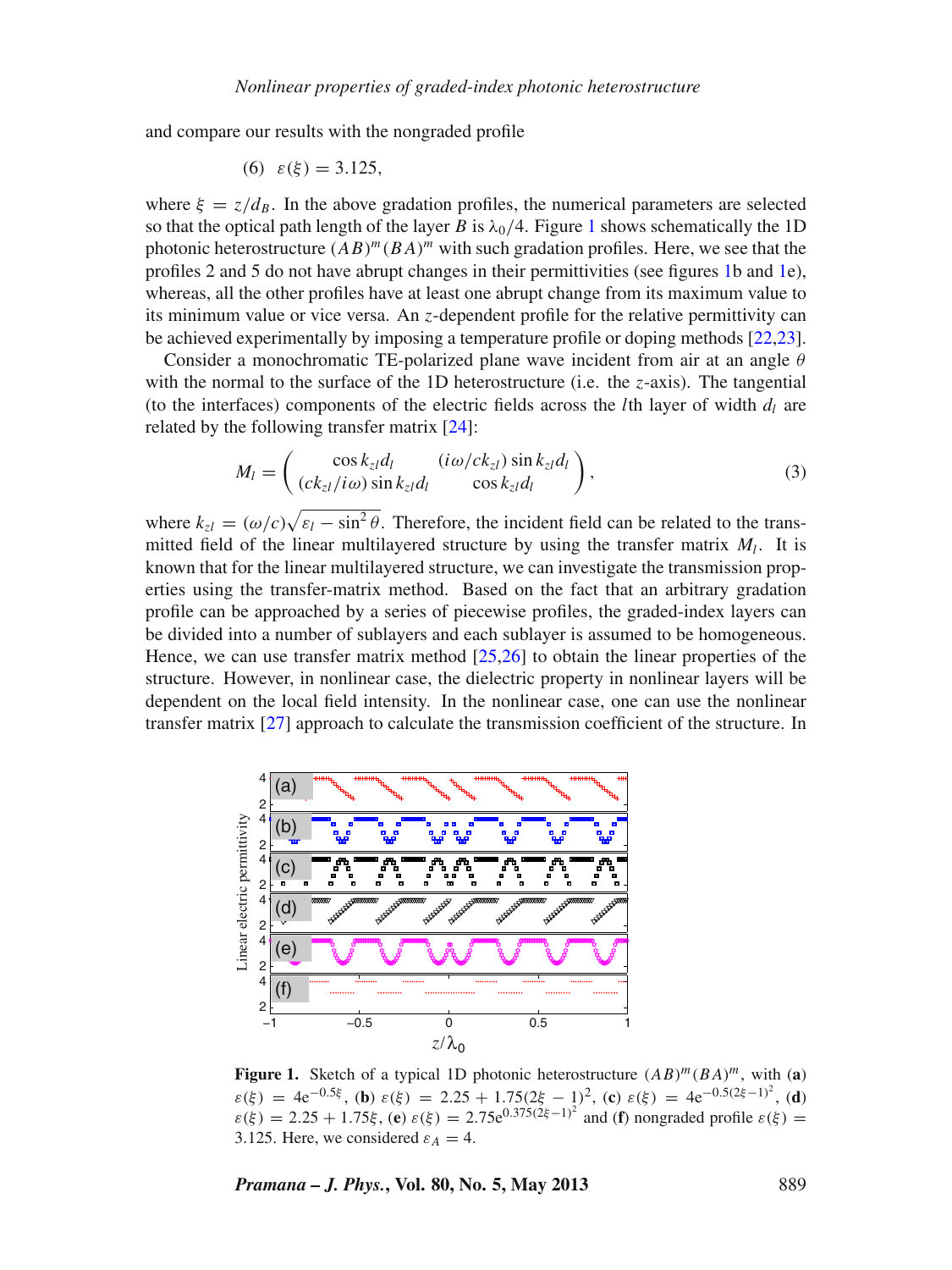and compare our results with the nongraded profile

(6) $\varepsilon(\xi) = 3.125$,

where $\xi = z/d_B$. In the above gradation profiles, the numerical parameters are selected so that the optical path length of the layer $B$ is $\lambda_0/4$. Figure 1 shows schematically the 1D photonic heterostructure $(AB)^m(BA)^m$ with such gradation profiles. Here, we see that the profiles 2 and 5 do not have abrupt changes in their permittivities (see figures 1b and 1e), whereas, all the other profiles have at least one abrupt change from its maximum value to its minimum value or vice versa. An $z$-dependent profile for the relative permittivity can be achieved experimentally by imposing a temperature profile or doping methods [22,23].

Consider a monochromatic TE-polarized plane wave incident from air at an angle $\theta$ with the normal to the surface of the 1D heterostructure (i.e. the $z$-axis). The tangential (to the interfaces) components of the electric fields across the $l$th layer of width $d_l$ are related by the following transfer matrix [24]:

$$M_l = \begin{pmatrix} \cos k_{zl} d_l & (i\omega/ck_{zl}) \sin k_{zl} d_l \\ (ck_{zl}/i\omega) \sin k_{zl} d_l & \cos k_{zl} d_l \end{pmatrix}, \tag{3}$$

where $k_{zl} = (\omega/c)\sqrt{\varepsilon_l - \sin^2\theta}$. Therefore, the incident field can be related to the transmitted field of the linear multilayered structure by using the transfer matrix $M_l$. It is known that for the linear multilayered structure, we can investigate the transmission properties using the transfer-matrix method. Based on the fact that an arbitrary gradation profile can be approached by a series of piecewise profiles, the graded-index layers can be divided into a number of sublayers and each sublayer is assumed to be homogeneous. Hence, we can use transfer matrix method [25,26] to obtain the linear properties of the structure. However, in nonlinear case, the dielectric property in nonlinear layers will be dependent on the local field intensity. In the nonlinear case, one can use the nonlinear transfer matrix [27] approach to calculate the transmission coefficient of the structure. In

**Figure 1.** Sketch of a typical 1D photonic heterostructure $(AB)^m(BA)^m$, with (**a**) $\varepsilon(\xi) = 4e^{-0.5\xi}$, (**b**) $\varepsilon(\xi) = 2.25 + 1.75(2\xi - 1)^2$, (**c**) $\varepsilon(\xi) = 4e^{-0.5(2\xi-1)^2}$, (**d**) $\varepsilon(\xi) = 2.25 + 1.75\xi$, (**e**) $\varepsilon(\xi) = 2.75e^{0.375(2\xi-1)^2}$ and (**f**) nongraded profile $\varepsilon(\xi) = 3.125$. Here, we considered $\varepsilon_A = 4$.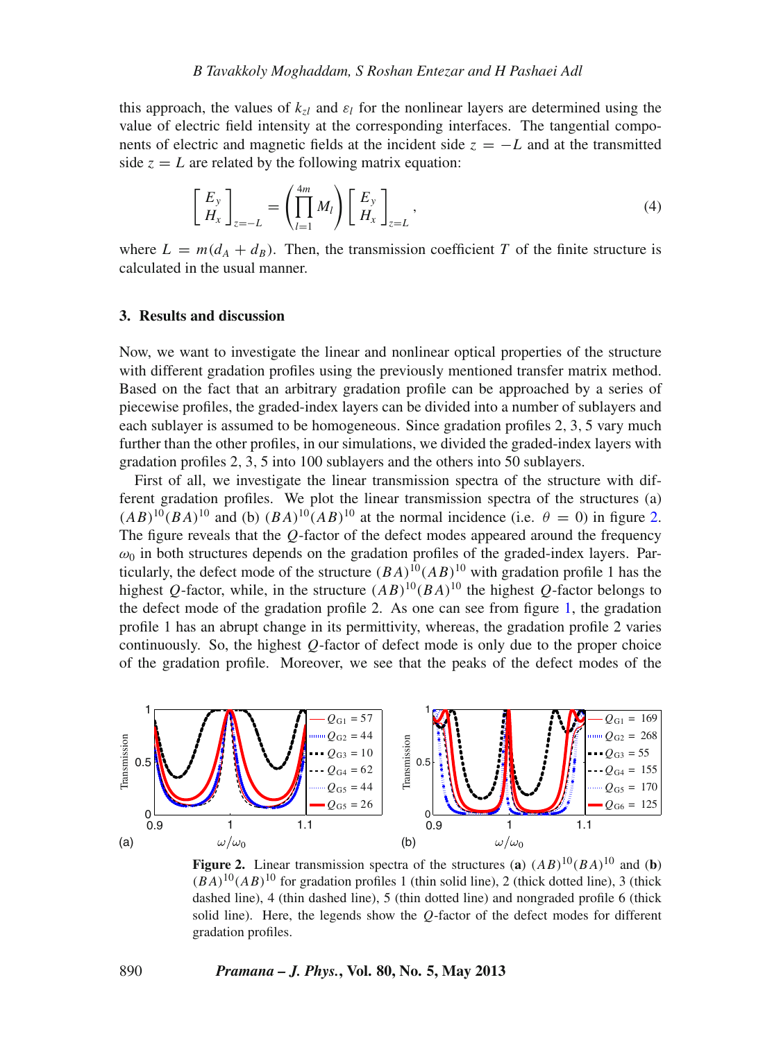this approach, the values of $k_{zl}$ and $\varepsilon_l$ for the nonlinear layers are determined using the value of electric field intensity at the corresponding interfaces. The tangential components of electric and magnetic fields at the incident side $z = -L$ and at the transmitted side $z = L$ are related by the following matrix equation:

$$\begin{bmatrix} E_y \\ H_x \end{bmatrix}_{z=-L} = \left( \prod_{l=1}^{4m} M_l \right) \begin{bmatrix} E_y \\ H_x \end{bmatrix}_{z=L}, \tag{4}$$

where $L = m(d_A + d_B)$. Then, the transmission coefficient $T$ of the finite structure is calculated in the usual manner.

## 3. Results and discussion

Now, we want to investigate the linear and nonlinear optical properties of the structure with different gradation profiles using the previously mentioned transfer matrix method. Based on the fact that an arbitrary gradation profile can be approached by a series of piecewise profiles, the graded-index layers can be divided into a number of sublayers and each sublayer is assumed to be homogeneous. Since gradation profiles 2, 3, 5 vary much further than the other profiles, in our simulations, we divided the graded-index layers with gradation profiles 2, 3, 5 into 100 sublayers and the others into 50 sublayers.

First of all, we investigate the linear transmission spectra of the structure with different gradation profiles. We plot the linear transmission spectra of the structures (a) $(AB)^{10}(BA)^{10}$ and (b) $(BA)^{10}(AB)^{10}$ at the normal incidence (i.e. $\theta = 0$) in figure 2. The figure reveals that the $Q$-factor of the defect modes appeared around the frequency $\omega_0$ in both structures depends on the gradation profiles of the graded-index layers. Particularly, the defect mode of the structure $(BA)^{10}(AB)^{10}$ with gradation profile 1 has the highest $Q$-factor, while, in the structure $(AB)^{10}(BA)^{10}$ the highest $Q$-factor belongs to the defect mode of the gradation profile 2. As one can see from figure 1, the gradation profile 1 has an abrupt change in its permittivity, whereas, the gradation profile 2 varies continuously. So, the highest $Q$-factor of defect mode is only due to the proper choice of the gradation profile. Moreover, we see that the peaks of the defect modes of the

**Figure 2.** Linear transmission spectra of the structures (**a**) $(AB)^{10}(BA)^{10}$ and (**b**) $(BA)^{10}(AB)^{10}$ for gradation profiles 1 (thin solid line), 2 (thick dotted line), 3 (thick dashed line), 4 (thin dashed line), 5 (thin dotted line) and nongraded profile 6 (thick solid line). Here, the legends show the $Q$-factor of the defect modes for different gradation profiles.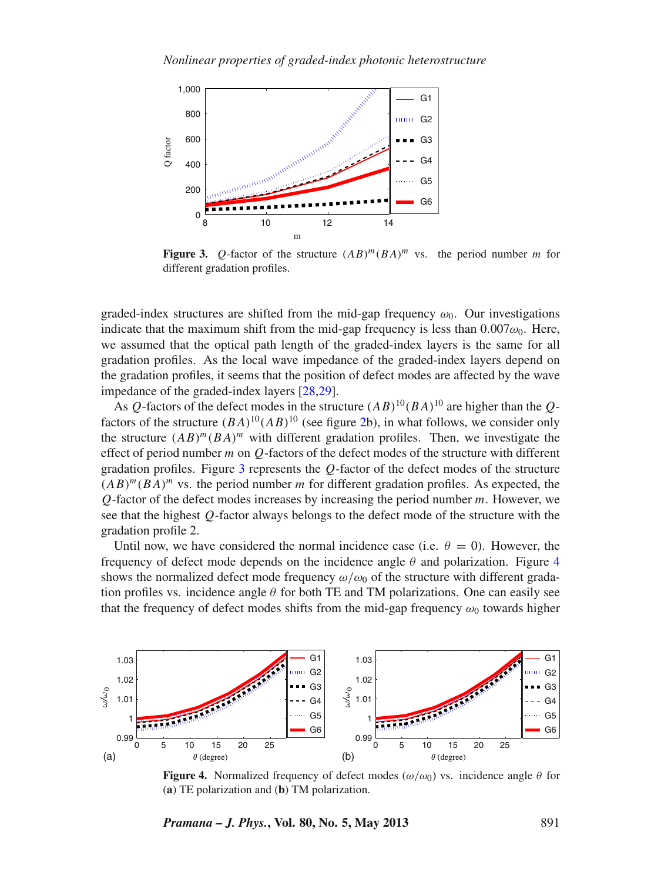Figure 3. $Q$-factor of the structure $(AB)^m(BA)^m$ vs. the period number $m$ for different gradation profiles.

graded-index structures are shifted from the mid-gap frequency $\omega_0$. Our investigations indicate that the maximum shift from the mid-gap frequency is less than $0.007\omega_0$. Here, we assumed that the optical path length of the graded-index layers is the same for all gradation profiles. As the local wave impedance of the graded-index layers depend on the gradation profiles, it seems that the position of defect modes are affected by the wave impedance of the graded-index layers [28,29].

As $Q$-factors of the defect modes in the structure $(AB)^{10}(BA)^{10}$ are higher than the $Q$-factors of the structure $(BA)^{10}(AB)^{10}$ (see figure 2b), in what follows, we consider only the structure $(AB)^m(BA)^m$ with different gradation profiles. Then, we investigate the effect of period number $m$ on $Q$-factors of the defect modes of the structure with different gradation profiles. Figure 3 represents the $Q$-factor of the defect modes of the structure $(AB)^m(BA)^m$ vs. the period number $m$ for different gradation profiles. As expected, the $Q$-factor of the defect modes increases by increasing the period number $m$. However, we see that the highest $Q$-factor always belongs to the defect mode of the structure with the gradation profile 2.

Until now, we have considered the normal incidence case (i.e. $\theta = 0$). However, the frequency of defect mode depends on the incidence angle $\theta$ and polarization. Figure 4 shows the normalized defect mode frequency $\omega/\omega_0$ of the structure with different gradation profiles vs. incidence angle $\theta$ for both TE and TM polarizations. One can easily see that the frequency of defect modes shifts from the mid-gap frequency $\omega_0$ towards higher

Figure 4. Normalized frequency of defect modes $(\omega/\omega_0)$ vs. incidence angle $\theta$ for (a) TE polarization and (b) TM polarization.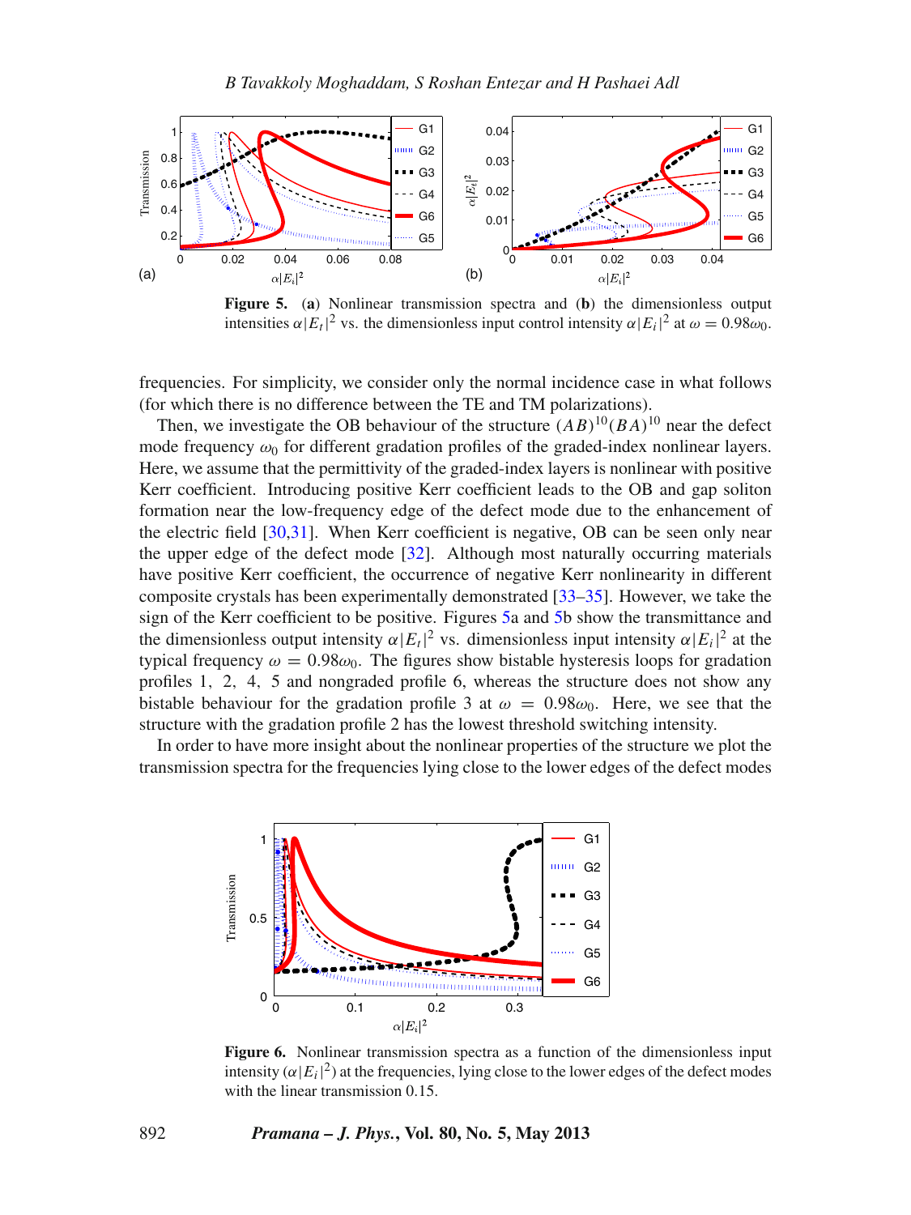**Figure 5.** (**a**) Nonlinear transmission spectra and (**b**) the dimensionless output intensities $\alpha|E_t|^2$ vs. the dimensionless input control intensity $\alpha|E_i|^2$ at $\omega = 0.98\omega_0$.

frequencies. For simplicity, we consider only the normal incidence case in what follows (for which there is no difference between the TE and TM polarizations).

Then, we investigate the OB behaviour of the structure $(AB)^{10}(BA)^{10}$ near the defect mode frequency $\omega_0$ for different gradation profiles of the graded-index nonlinear layers. Here, we assume that the permittivity of the graded-index layers is nonlinear with positive Kerr coefficient. Introducing positive Kerr coefficient leads to the OB and gap soliton formation near the low-frequency edge of the defect mode due to the enhancement of the electric field [30,31]. When Kerr coefficient is negative, OB can be seen only near the upper edge of the defect mode [32]. Although most naturally occurring materials have positive Kerr coefficient, the occurrence of negative Kerr nonlinearity in different composite crystals has been experimentally demonstrated [33–35]. However, we take the sign of the Kerr coefficient to be positive. Figures 5a and 5b show the transmittance and the dimensionless output intensity $\alpha|E_t|^2$ vs. dimensionless input intensity $\alpha|E_i|^2$ at the typical frequency $\omega = 0.98\omega_0$. The figures show bistable hysteresis loops for gradation profiles 1, 2, 4, 5 and nongraded profile 6, whereas the structure does not show any bistable behaviour for the gradation profile 3 at $\omega = 0.98\omega_0$. Here, we see that the structure with the gradation profile 2 has the lowest threshold switching intensity.

In order to have more insight about the nonlinear properties of the structure we plot the transmission spectra for the frequencies lying close to the lower edges of the defect modes

**Figure 6.** Nonlinear transmission spectra as a function of the dimensionless input intensity $(\alpha|E_i|^2)$ at the frequencies, lying close to the lower edges of the defect modes with the linear transmission 0.15.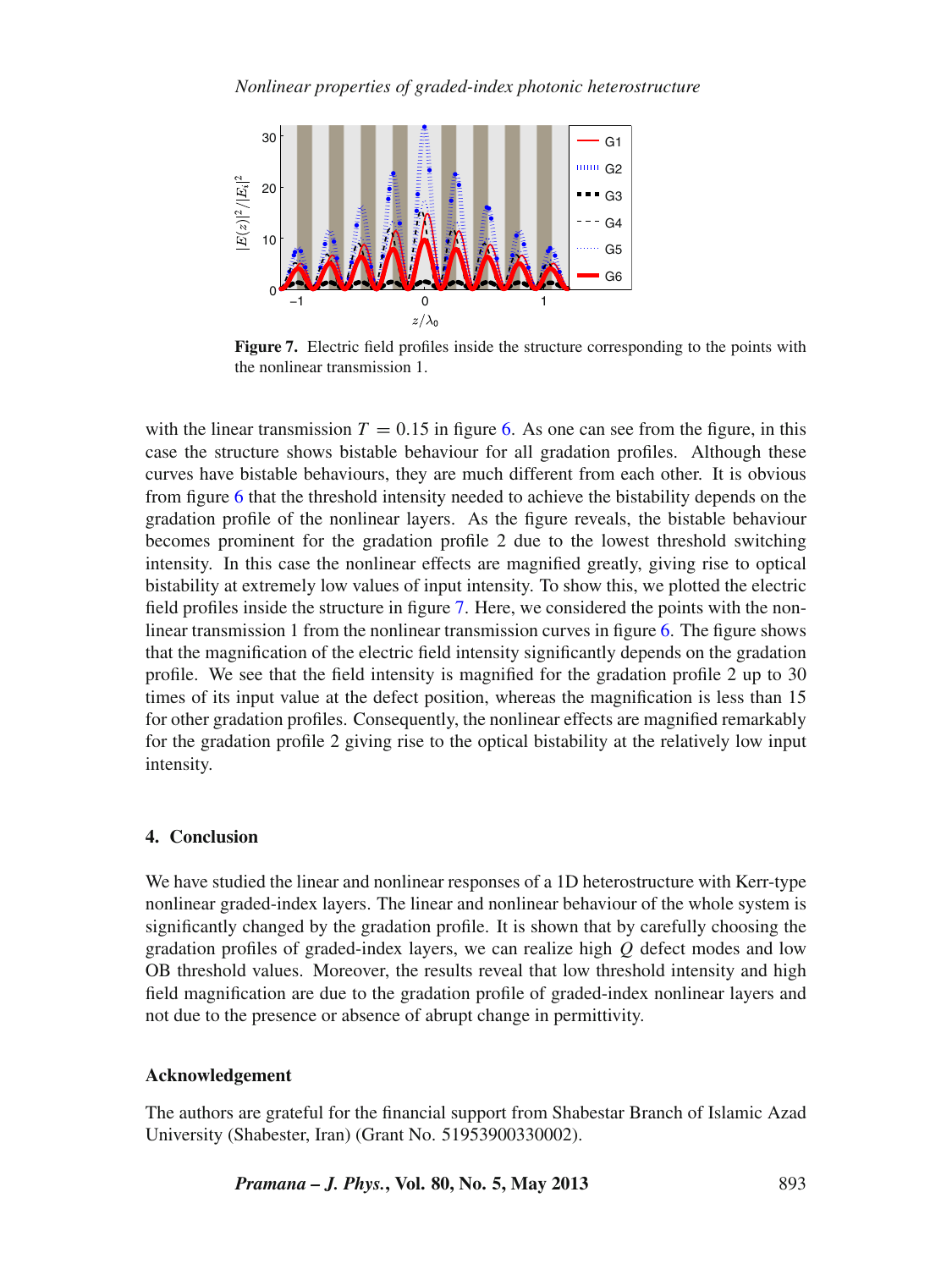**Figure 7.** Electric field profiles inside the structure corresponding to the points with the nonlinear transmission 1.

with the linear transmission $T = 0.15$ in figure 6. As one can see from the figure, in this case the structure shows bistable behaviour for all gradation profiles. Although these curves have bistable behaviours, they are much different from each other. It is obvious from figure 6 that the threshold intensity needed to achieve the bistability depends on the gradation profile of the nonlinear layers. As the figure reveals, the bistable behaviour becomes prominent for the gradation profile 2 due to the lowest threshold switching intensity. In this case the nonlinear effects are magnified greatly, giving rise to optical bistability at extremely low values of input intensity. To show this, we plotted the electric field profiles inside the structure in figure 7. Here, we considered the points with the nonlinear transmission 1 from the nonlinear transmission curves in figure 6. The figure shows that the magnification of the electric field intensity significantly depends on the gradation profile. We see that the field intensity is magnified for the gradation profile 2 up to 30 times of its input value at the defect position, whereas the magnification is less than 15 for other gradation profiles. Consequently, the nonlinear effects are magnified remarkably for the gradation profile 2 giving rise to the optical bistability at the relatively low input intensity.

## 4. Conclusion

We have studied the linear and nonlinear responses of a 1D heterostructure with Kerr-type nonlinear graded-index layers. The linear and nonlinear behaviour of the whole system is significantly changed by the gradation profile. It is shown that by carefully choosing the gradation profiles of graded-index layers, we can realize high $Q$ defect modes and low OB threshold values. Moreover, the results reveal that low threshold intensity and high field magnification are due to the gradation profile of graded-index nonlinear layers and not due to the presence or absence of abrupt change in permittivity.

### Acknowledgement

The authors are grateful for the financial support from Shabestar Branch of Islamic Azad University (Shabester, Iran) (Grant No. 51953900330002).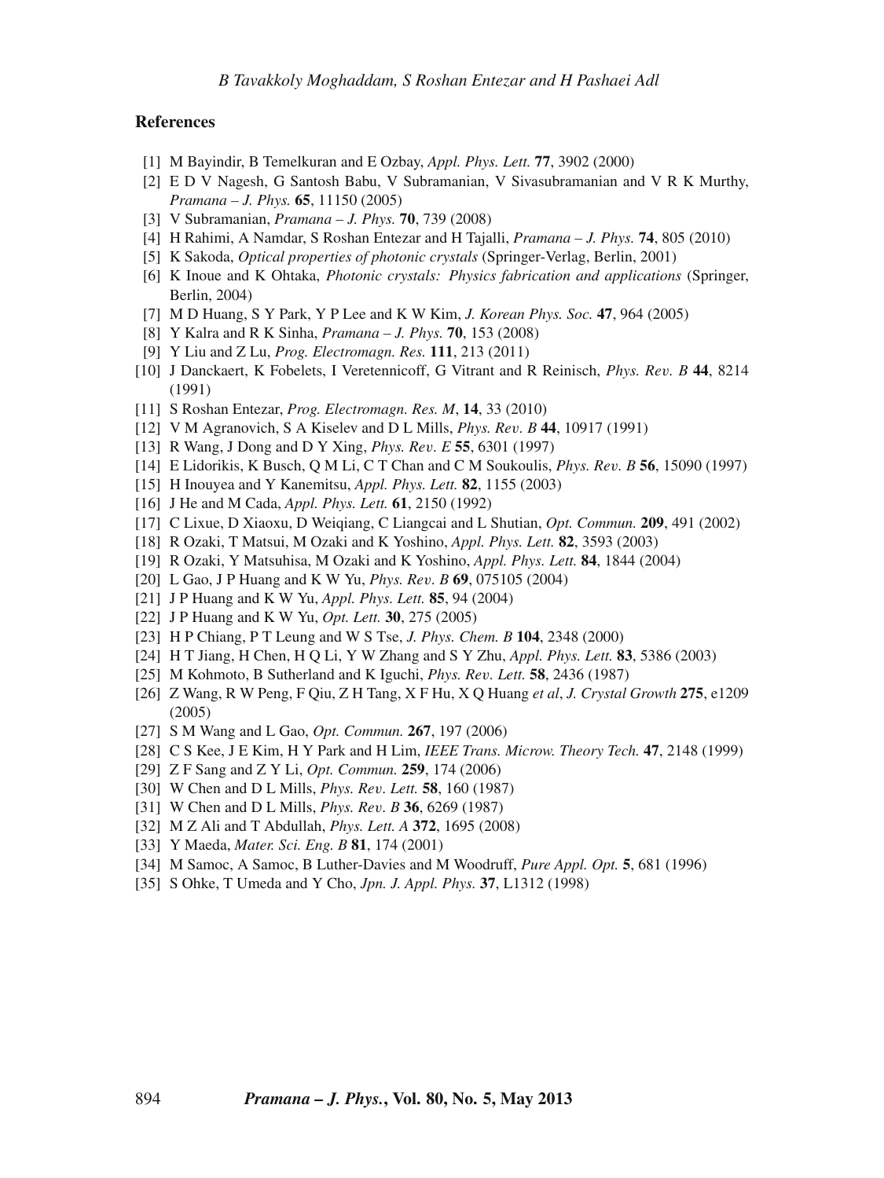## References

[1] M Bayindir, B Temelkuran and E Ozbay, *Appl. Phys. Lett.* **77**, 3902 (2000)

[2] E D V Nagesh, G Santosh Babu, V Subramanian, V Sivasubramanian and V R K Murthy, *Pramana – J. Phys.* **65**, 11150 (2005)

[3] V Subramanian, *Pramana – J. Phys.* **70**, 739 (2008)

[4] H Rahimi, A Namdar, S Roshan Entezar and H Tajalli, *Pramana – J. Phys.* **74**, 805 (2010)

[5] K Sakoda, *Optical properties of photonic crystals* (Springer-Verlag, Berlin, 2001)

[6] K Inoue and K Ohtaka, *Photonic crystals: Physics fabrication and applications* (Springer, Berlin, 2004)

[7] M D Huang, S Y Park, Y P Lee and K W Kim, *J. Korean Phys. Soc.* **47**, 964 (2005)

[8] Y Kalra and R K Sinha, *Pramana – J. Phys.* **70**, 153 (2008)

[9] Y Liu and Z Lu, *Prog. Electromagn. Res.* **111**, 213 (2011)

[10] J Danckaert, K Fobelets, I Veretennicoff, G Vitrant and R Reinisch, *Phys. Rev. B* **44**, 8214 (1991)

[11] S Roshan Entezar, *Prog. Electromagn. Res. M*, **14**, 33 (2010)

[12] V M Agranovich, S A Kiselev and D L Mills, *Phys. Rev. B* **44**, 10917 (1991)

[13] R Wang, J Dong and D Y Xing, *Phys. Rev. E* **55**, 6301 (1997)

[14] E Lidorikis, K Busch, Q M Li, C T Chan and C M Soukoulis, *Phys. Rev. B* **56**, 15090 (1997)

[15] H Inouyea and Y Kanemitsu, *Appl. Phys. Lett.* **82**, 1155 (2003)

[16] J He and M Cada, *Appl. Phys. Lett.* **61**, 2150 (1992)

[17] C Lixue, D Xiaoxu, D Weiqiang, C Liangcai and L Shutian, *Opt. Commun.* **209**, 491 (2002)

[18] R Ozaki, T Matsui, M Ozaki and K Yoshino, *Appl. Phys. Lett.* **82**, 3593 (2003)

[19] R Ozaki, Y Matsuhisa, M Ozaki and K Yoshino, *Appl. Phys. Lett.* **84**, 1844 (2004)

[20] L Gao, J P Huang and K W Yu, *Phys. Rev. B* **69**, 075105 (2004)

[21] J P Huang and K W Yu, *Appl. Phys. Lett.* **85**, 94 (2004)

[22] J P Huang and K W Yu, *Opt. Lett.* **30**, 275 (2005)

[23] H P Chiang, P T Leung and W S Tse, *J. Phys. Chem. B* **104**, 2348 (2000)

[24] H T Jiang, H Chen, H Q Li, Y W Zhang and S Y Zhu, *Appl. Phys. Lett.* **83**, 5386 (2003)

[25] M Kohmoto, B Sutherland and K Iguchi, *Phys. Rev. Lett.* **58**, 2436 (1987)

[26] Z Wang, R W Peng, F Qiu, Z H Tang, X F Hu, X Q Huang *et al*, *J. Crystal Growth* **275**, e1209 (2005)

[27] S M Wang and L Gao, *Opt. Commun.* **267**, 197 (2006)

[28] C S Kee, J E Kim, H Y Park and H Lim, *IEEE Trans. Microw. Theory Tech.* **47**, 2148 (1999)

[29] Z F Sang and Z Y Li, *Opt. Commun.* **259**, 174 (2006)

[30] W Chen and D L Mills, *Phys. Rev. Lett.* **58**, 160 (1987)

[31] W Chen and D L Mills, *Phys. Rev. B* **36**, 6269 (1987)

[32] M Z Ali and T Abdullah, *Phys. Lett. A* **372**, 1695 (2008)

[33] Y Maeda, *Mater. Sci. Eng. B* **81**, 174 (2001)

[34] M Samoc, A Samoc, B Luther-Davies and M Woodruff, *Pure Appl. Opt.* **5**, 681 (1996)

[35] S Ohke, T Umeda and Y Cho, *Jpn. J. Appl. Phys.* **37**, L1312 (1998)